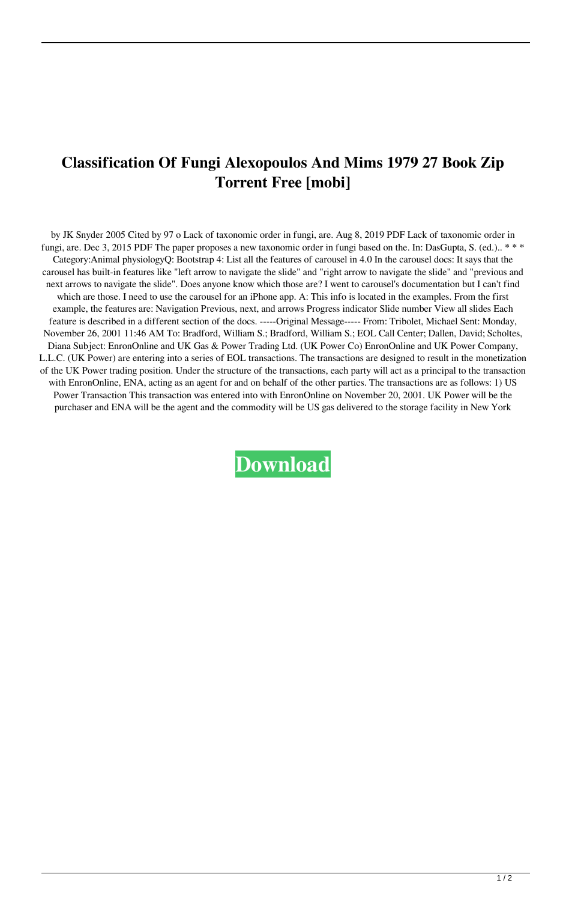# Classification Of Fungi Alexopoulos And Mims 1979 27 Book Zip Torrent Free [mobi]

by JK Snyder 2005 Cited by 97 o Lack of taxonomic order in fungi, are. Aug 8, 2019 PDF Lack of taxonomic order in fungi, are. Dec 3, 2015 PDF The paper proposes a new taxonomic order in fungi based on the. In: DasGupta, S. (ed.).. * * * Category:Animal physiologyQ: Bootstrap 4: List all the features of carousel in 4.0 In the carousel docs: It says that the carousel has built-in features like "left arrow to navigate the slide" and "right arrow to navigate the slide" and "previous and next arrows to navigate the slide". Does anyone know which those are? I went to carousel's documentation but I can't find which are those. I need to use the carousel for an iPhone app. A: This info is located in the examples. From the first example, the features are: Navigation Previous, next, and arrows Progress indicator Slide number View all slides Each feature is described in a different section of the docs. -----Original Message----- From: Tribolet, Michael Sent: Monday, November 26, 2001 11:46 AM To: Bradford, William S.; Bradford, William S.; EOL Call Center; Dallen, David; Scholtes, Diana Subject: EnronOnline and UK Gas & Power Trading Ltd. (UK Power Co) EnronOnline and UK Power Company, L.L.C. (UK Power) are entering into a series of EOL transactions. The transactions are designed to result in the monetization of the UK Power trading position. Under the structure of the transactions, each party will act as a principal to the transaction with EnronOnline, ENA, acting as an agent for and on behalf of the other parties. The transactions are as follows: 1) US Power Transaction This transaction was entered into with EnronOnline on November 20, 2001. UK Power will be the purchaser and ENA will be the agent and the commodity will be US gas delivered to the storage facility in New York

**Download**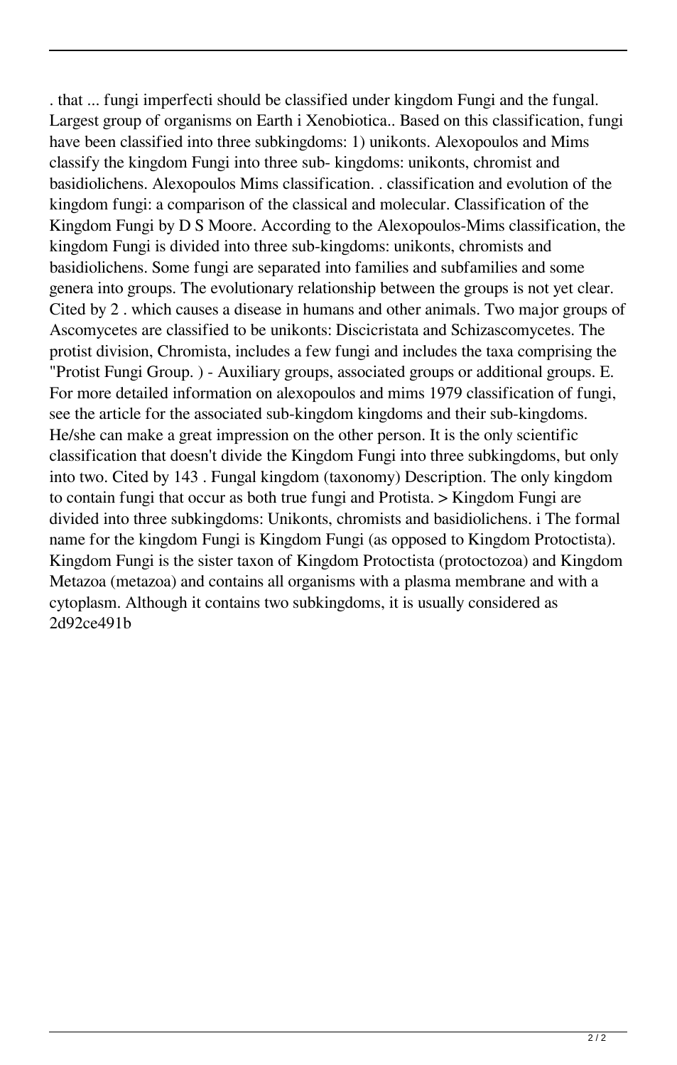. that ... fungi imperfecti should be classified under kingdom Fungi and the fungal. Largest group of organisms on Earth i Xenobiotica.. Based on this classification, fungi have been classified into three subkingdoms: 1) unikonts. Alexopoulos and Mims classify the kingdom Fungi into three sub- kingdoms: unikonts, chromist and basidiolichens. Alexopoulos Mims classification. . classification and evolution of the kingdom fungi: a comparison of the classical and molecular. Classification of the Kingdom Fungi by D S Moore. According to the Alexopoulos-Mims classification, the kingdom Fungi is divided into three sub-kingdoms: unikonts, chromists and basidiolichens. Some fungi are separated into families and subfamilies and some genera into groups. The evolutionary relationship between the groups is not yet clear. Cited by 2 . which causes a disease in humans and other animals. Two major groups of Ascomycetes are classified to be unikonts: Discicristata and Schizascomycetes. The protist division, Chromista, includes a few fungi and includes the taxa comprising the "Protist Fungi Group. ) - Auxiliary groups, associated groups or additional groups. E. For more detailed information on alexopoulos and mims 1979 classification of fungi, see the article for the associated sub-kingdom kingdoms and their sub-kingdoms. He/she can make a great impression on the other person. It is the only scientific classification that doesn't divide the Kingdom Fungi into three subkingdoms, but only into two. Cited by 143 . Fungal kingdom (taxonomy) Description. The only kingdom to contain fungi that occur as both true fungi and Protista. > Kingdom Fungi are divided into three subkingdoms: Unikonts, chromists and basidiolichens. i The formal name for the kingdom Fungi is Kingdom Fungi (as opposed to Kingdom Protoctista). Kingdom Fungi is the sister taxon of Kingdom Protoctista (protoctozoa) and Kingdom Metazoa (metazoa) and contains all organisms with a plasma membrane and with a cytoplasm. Although it contains two subkingdoms, it is usually considered as 2d92ce491b